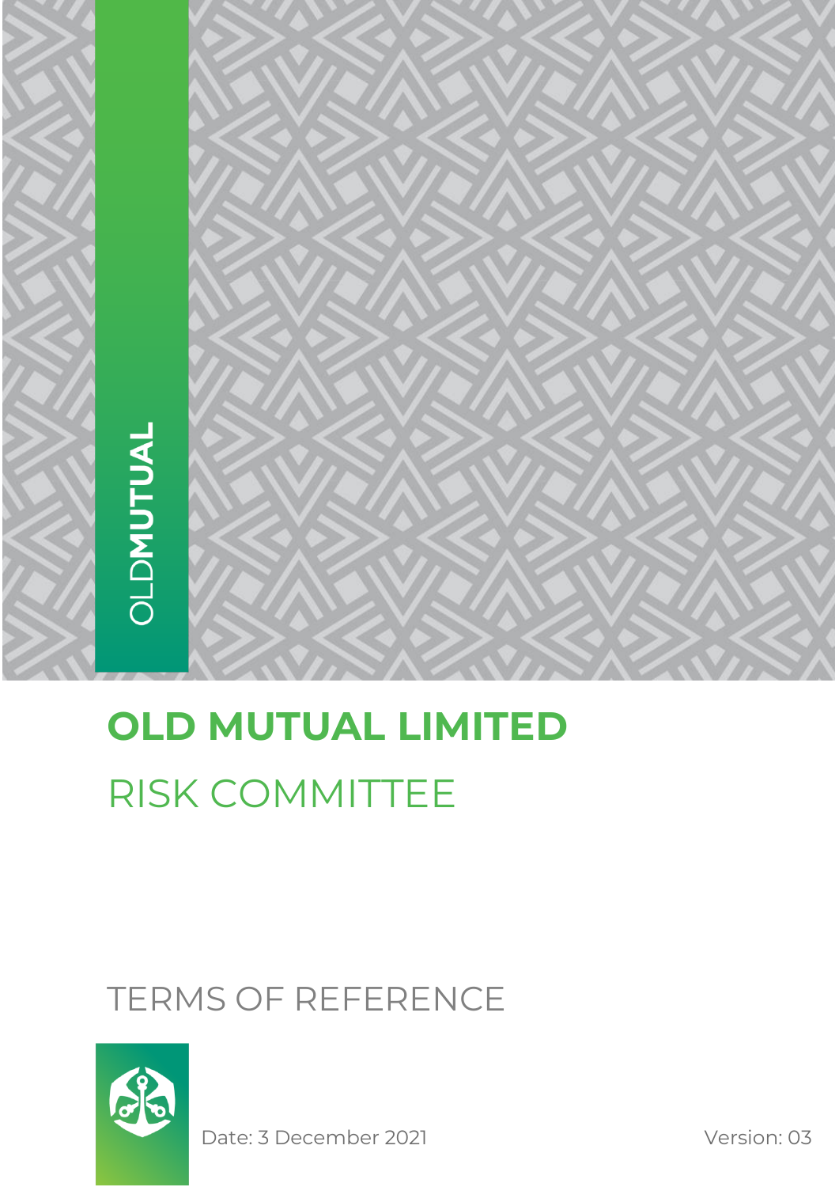# OLD MUTUAL LIMITED

## RISK COMMITTEE

## TERMS OF REFERENCE

Date: 3 December 2021

Version: 03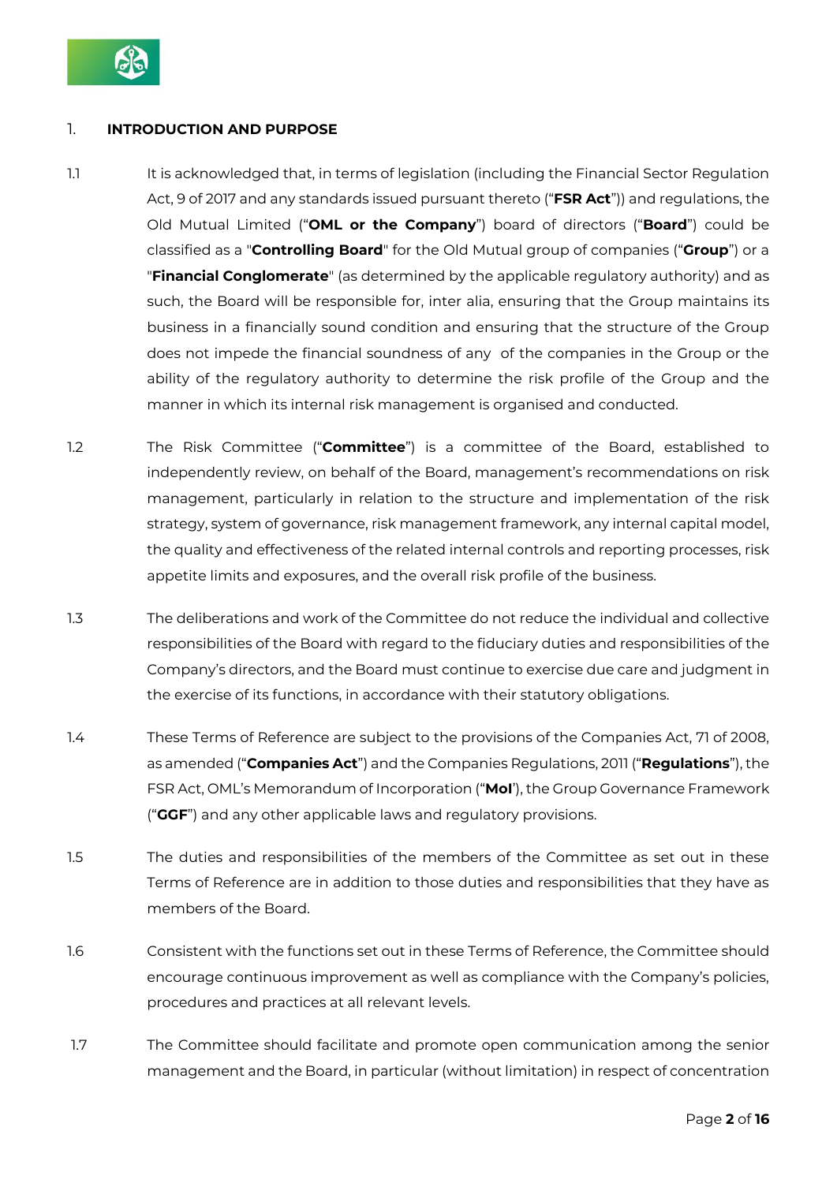## 1. INTRODUCTION AND PURPOSE

1.1 It is acknowledged that, in terms of legislation (including the Financial Sector Regulation Act, 9 of 2017 and any standards issued pursuant thereto ("**FSR Act**")) and regulations, the Old Mutual Limited ("**OML or the Company**") board of directors ("**Board**") could be classified as a "**Controlling Board**" for the Old Mutual group of companies ("**Group**") or a "**Financial Conglomerate**" (as determined by the applicable regulatory authority) and as such, the Board will be responsible for, inter alia, ensuring that the Group maintains its business in a financially sound condition and ensuring that the structure of the Group does not impede the financial soundness of any of the companies in the Group or the ability of the regulatory authority to determine the risk profile of the Group and the manner in which its internal risk management is organised and conducted.

1.2 The Risk Committee ("**Committee**") is a committee of the Board, established to independently review, on behalf of the Board, management's recommendations on risk management, particularly in relation to the structure and implementation of the risk strategy, system of governance, risk management framework, any internal capital model, the quality and effectiveness of the related internal controls and reporting processes, risk appetite limits and exposures, and the overall risk profile of the business.

1.3 The deliberations and work of the Committee do not reduce the individual and collective responsibilities of the Board with regard to the fiduciary duties and responsibilities of the Company's directors, and the Board must continue to exercise due care and judgment in the exercise of its functions, in accordance with their statutory obligations.

1.4 These Terms of Reference are subject to the provisions of the Companies Act, 71 of 2008, as amended ("**Companies Act**") and the Companies Regulations, 2011 ("**Regulations**"), the FSR Act, OML's Memorandum of Incorporation ("**MoI**'), the Group Governance Framework ("**GGF**") and any other applicable laws and regulatory provisions.

1.5 The duties and responsibilities of the members of the Committee as set out in these Terms of Reference are in addition to those duties and responsibilities that they have as members of the Board.

1.6 Consistent with the functions set out in these Terms of Reference, the Committee should encourage continuous improvement as well as compliance with the Company's policies, procedures and practices at all relevant levels.

1.7 The Committee should facilitate and promote open communication among the senior management and the Board, in particular (without limitation) in respect of concentration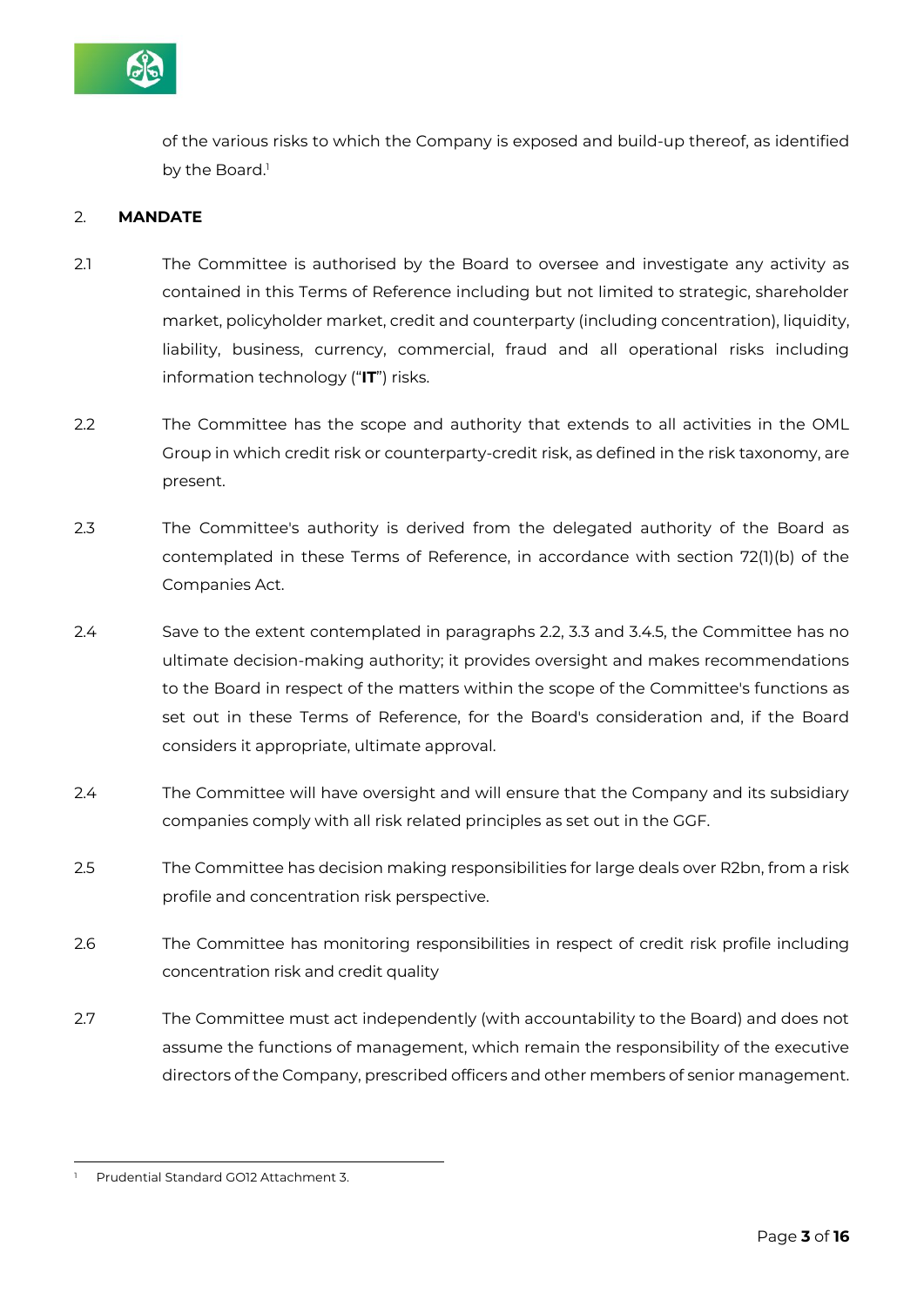of the various risks to which the Company is exposed and build-up thereof, as identified by the Board.[1]

2. **MANDATE**

2.1 The Committee is authorised by the Board to oversee and investigate any activity as contained in this Terms of Reference including but not limited to strategic, shareholder market, policyholder market, credit and counterparty (including concentration), liquidity, liability, business, currency, commercial, fraud and all operational risks including information technology ("**IT**") risks.

2.2 The Committee has the scope and authority that extends to all activities in the OML Group in which credit risk or counterparty-credit risk, as defined in the risk taxonomy, are present.

2.3 The Committee's authority is derived from the delegated authority of the Board as contemplated in these Terms of Reference, in accordance with section 72(1)(b) of the Companies Act.

2.4 Save to the extent contemplated in paragraphs 2.2, 3.3 and 3.4.5, the Committee has no ultimate decision-making authority; it provides oversight and makes recommendations to the Board in respect of the matters within the scope of the Committee's functions as set out in these Terms of Reference, for the Board's consideration and, if the Board considers it appropriate, ultimate approval.

2.4 The Committee will have oversight and will ensure that the Company and its subsidiary companies comply with all risk related principles as set out in the GGF.

2.5 The Committee has decision making responsibilities for large deals over R2bn, from a risk profile and concentration risk perspective.

2.6 The Committee has monitoring responsibilities in respect of credit risk profile including concentration risk and credit quality

2.7 The Committee must act independently (with accountability to the Board) and does not assume the functions of management, which remain the responsibility of the executive directors of the Company, prescribed officers and other members of senior management.

---

[1] Prudential Standard GO12 Attachment 3.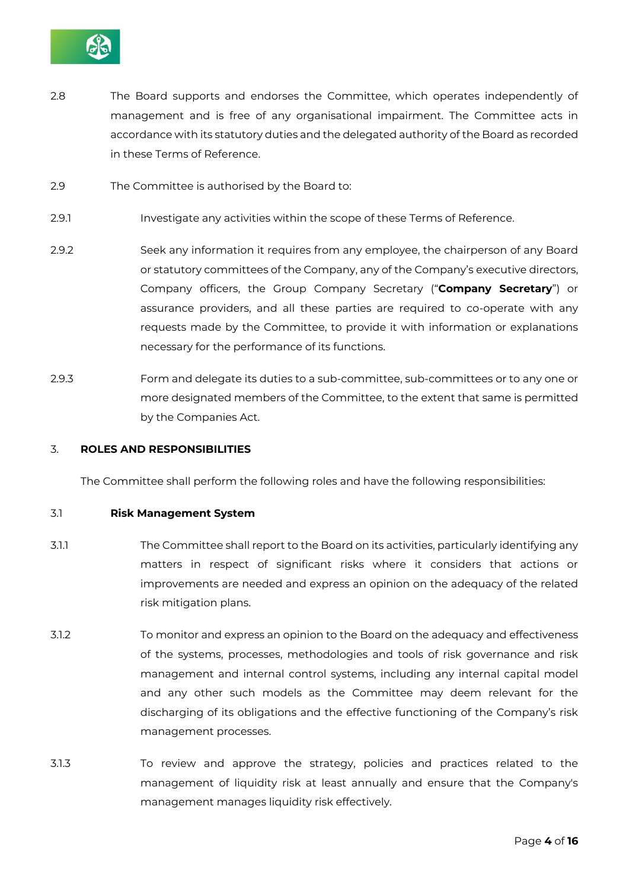2.8 The Board supports and endorses the Committee, which operates independently of management and is free of any organisational impairment. The Committee acts in accordance with its statutory duties and the delegated authority of the Board as recorded in these Terms of Reference.

2.9 The Committee is authorised by the Board to:

2.9.1 Investigate any activities within the scope of these Terms of Reference.

2.9.2 Seek any information it requires from any employee, the chairperson of any Board or statutory committees of the Company, any of the Company's executive directors, Company officers, the Group Company Secretary ("**Company Secretary**") or assurance providers, and all these parties are required to co-operate with any requests made by the Committee, to provide it with information or explanations necessary for the performance of its functions.

2.9.3 Form and delegate its duties to a sub-committee, sub-committees or to any one or more designated members of the Committee, to the extent that same is permitted by the Companies Act.

## 3. ROLES AND RESPONSIBILITIES

The Committee shall perform the following roles and have the following responsibilities:

### 3.1 Risk Management System

3.1.1 The Committee shall report to the Board on its activities, particularly identifying any matters in respect of significant risks where it considers that actions or improvements are needed and express an opinion on the adequacy of the related risk mitigation plans.

3.1.2 To monitor and express an opinion to the Board on the adequacy and effectiveness of the systems, processes, methodologies and tools of risk governance and risk management and internal control systems, including any internal capital model and any other such models as the Committee may deem relevant for the discharging of its obligations and the effective functioning of the Company's risk management processes.

3.1.3 To review and approve the strategy, policies and practices related to the management of liquidity risk at least annually and ensure that the Company's management manages liquidity risk effectively.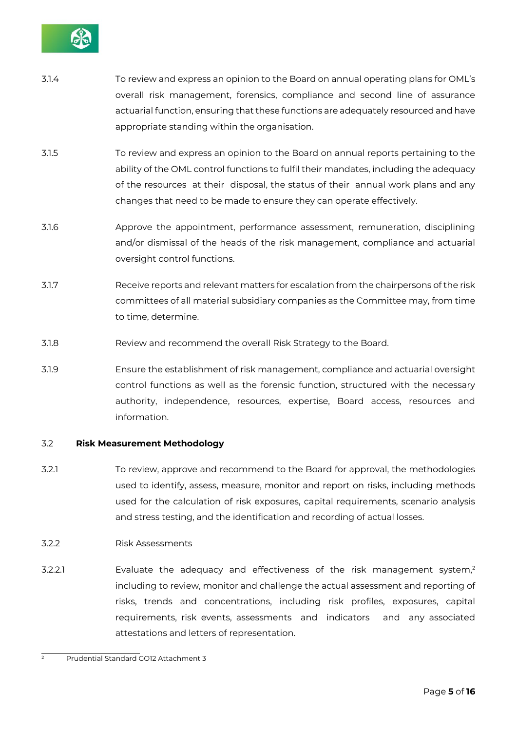3.1.4 To review and express an opinion to the Board on annual operating plans for OML's overall risk management, forensics, compliance and second line of assurance actuarial function, ensuring that these functions are adequately resourced and have appropriate standing within the organisation.

3.1.5 To review and express an opinion to the Board on annual reports pertaining to the ability of the OML control functions to fulfil their mandates, including the adequacy of the resources at their disposal, the status of their annual work plans and any changes that need to be made to ensure they can operate effectively.

3.1.6 Approve the appointment, performance assessment, remuneration, disciplining and/or dismissal of the heads of the risk management, compliance and actuarial oversight control functions.

3.1.7 Receive reports and relevant matters for escalation from the chairpersons of the risk committees of all material subsidiary companies as the Committee may, from time to time, determine.

3.1.8 Review and recommend the overall Risk Strategy to the Board.

3.1.9 Ensure the establishment of risk management, compliance and actuarial oversight control functions as well as the forensic function, structured with the necessary authority, independence, resources, expertise, Board access, resources and information.

### 3.2 Risk Measurement Methodology

3.2.1 To review, approve and recommend to the Board for approval, the methodologies used to identify, assess, measure, monitor and report on risks, including methods used for the calculation of risk exposures, capital requirements, scenario analysis and stress testing, and the identification and recording of actual losses.

3.2.2 Risk Assessments

3.2.2.1 Evaluate the adequacy and effectiveness of the risk management system,[2] including to review, monitor and challenge the actual assessment and reporting of risks, trends and concentrations, including risk profiles, exposures, capital requirements, risk events, assessments and indicators and any associated attestations and letters of representation.

---

[2] Prudential Standard GO12 Attachment 3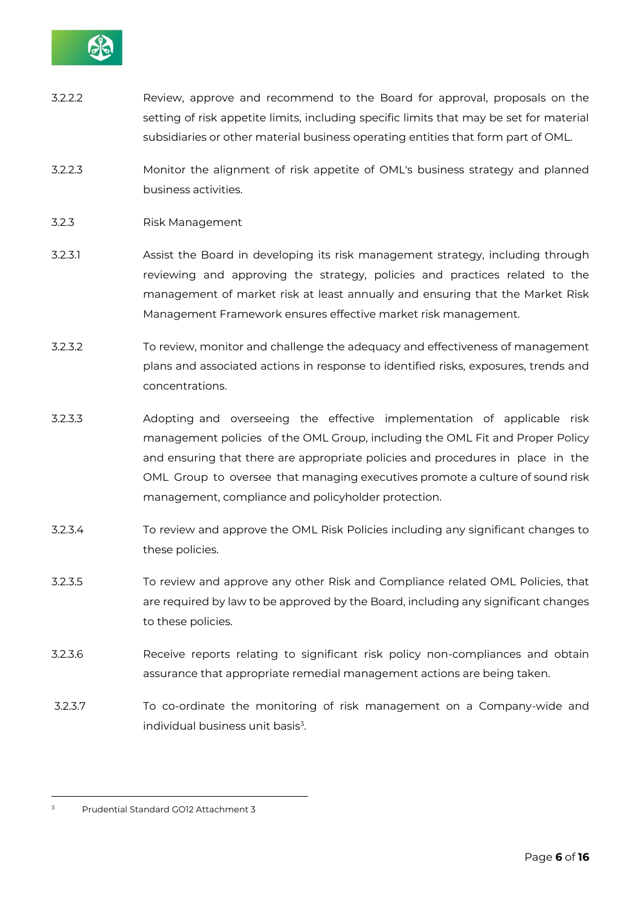3.2.2.2 Review, approve and recommend to the Board for approval, proposals on the setting of risk appetite limits, including specific limits that may be set for material subsidiaries or other material business operating entities that form part of OML.

3.2.2.3 Monitor the alignment of risk appetite of OML's business strategy and planned business activities.

3.2.3 Risk Management

3.2.3.1 Assist the Board in developing its risk management strategy, including through reviewing and approving the strategy, policies and practices related to the management of market risk at least annually and ensuring that the Market Risk Management Framework ensures effective market risk management.

3.2.3.2 To review, monitor and challenge the adequacy and effectiveness of management plans and associated actions in response to identified risks, exposures, trends and concentrations.

3.2.3.3 Adopting and overseeing the effective implementation of applicable risk management policies of the OML Group, including the OML Fit and Proper Policy and ensuring that there are appropriate policies and procedures in place in the OML Group to oversee that managing executives promote a culture of sound risk management, compliance and policyholder protection.

3.2.3.4 To review and approve the OML Risk Policies including any significant changes to these policies.

3.2.3.5 To review and approve any other Risk and Compliance related OML Policies, that are required by law to be approved by the Board, including any significant changes to these policies.

3.2.3.6 Receive reports relating to significant risk policy non-compliances and obtain assurance that appropriate remedial management actions are being taken.

3.2.3.7 To co-ordinate the monitoring of risk management on a Company-wide and individual business unit basis[3].

---

[3] Prudential Standard GO12 Attachment 3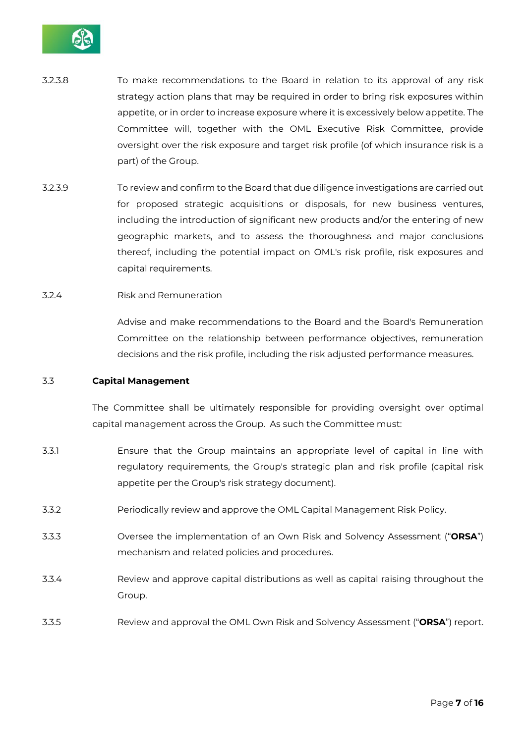3.2.3.8 To make recommendations to the Board in relation to its approval of any risk strategy action plans that may be required in order to bring risk exposures within appetite, or in order to increase exposure where it is excessively below appetite. The Committee will, together with the OML Executive Risk Committee, provide oversight over the risk exposure and target risk profile (of which insurance risk is a part) of the Group.

3.2.3.9 To review and confirm to the Board that due diligence investigations are carried out for proposed strategic acquisitions or disposals, for new business ventures, including the introduction of significant new products and/or the entering of new geographic markets, and to assess the thoroughness and major conclusions thereof, including the potential impact on OML's risk profile, risk exposures and capital requirements.

3.2.4 Risk and Remuneration

Advise and make recommendations to the Board and the Board's Remuneration Committee on the relationship between performance objectives, remuneration decisions and the risk profile, including the risk adjusted performance measures.

3.3 **Capital Management**

The Committee shall be ultimately responsible for providing oversight over optimal capital management across the Group. As such the Committee must:

3.3.1 Ensure that the Group maintains an appropriate level of capital in line with regulatory requirements, the Group's strategic plan and risk profile (capital risk appetite per the Group's risk strategy document).

3.3.2 Periodically review and approve the OML Capital Management Risk Policy.

3.3.3 Oversee the implementation of an Own Risk and Solvency Assessment ("**ORSA**") mechanism and related policies and procedures.

3.3.4 Review and approve capital distributions as well as capital raising throughout the Group.

3.3.5 Review and approval the OML Own Risk and Solvency Assessment ("**ORSA**") report.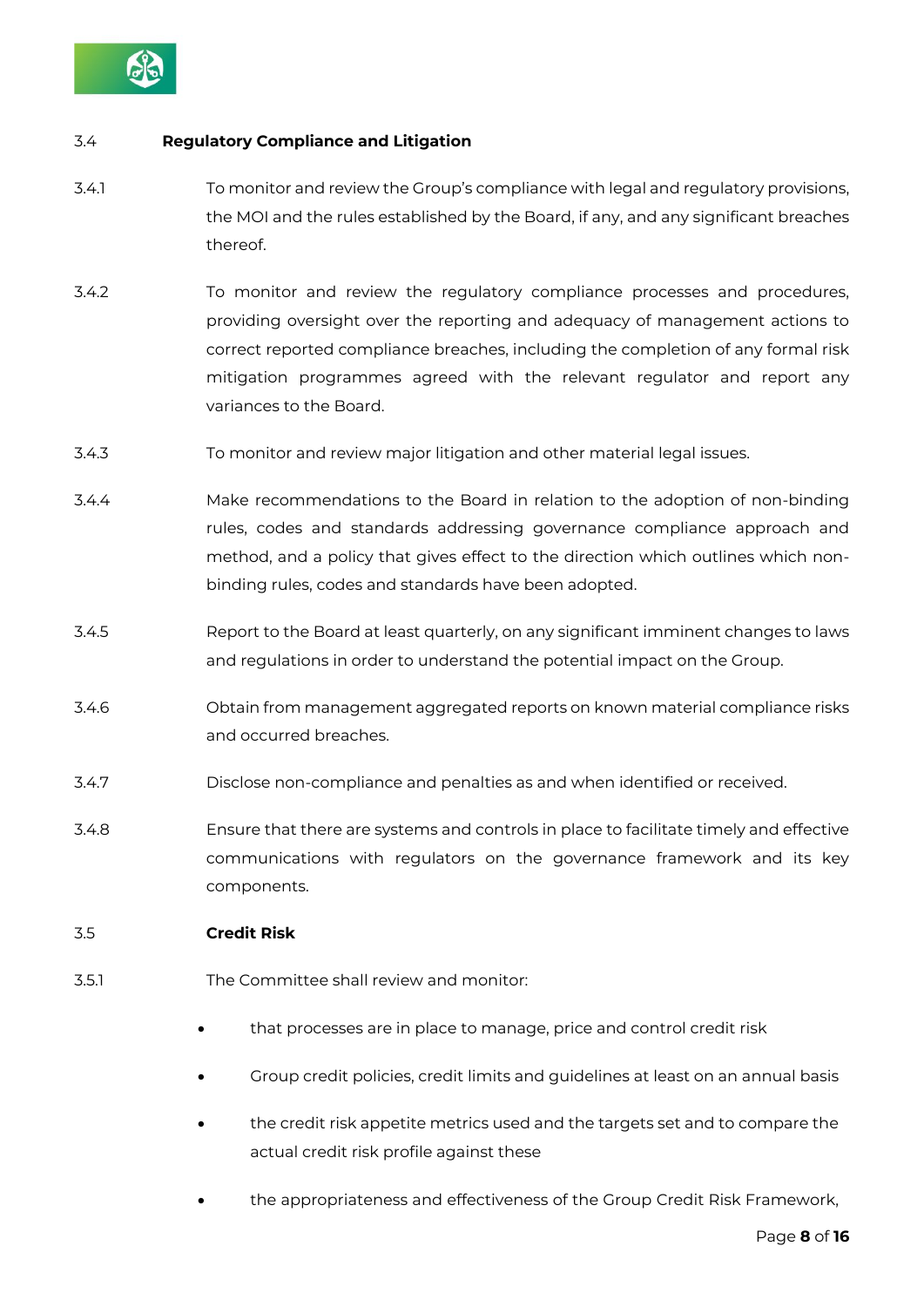### 3.4 Regulatory Compliance and Litigation

3.4.1 To monitor and review the Group's compliance with legal and regulatory provisions, the MOI and the rules established by the Board, if any, and any significant breaches thereof.

3.4.2 To monitor and review the regulatory compliance processes and procedures, providing oversight over the reporting and adequacy of management actions to correct reported compliance breaches, including the completion of any formal risk mitigation programmes agreed with the relevant regulator and report any variances to the Board.

3.4.3 To monitor and review major litigation and other material legal issues.

3.4.4 Make recommendations to the Board in relation to the adoption of non-binding rules, codes and standards addressing governance compliance approach and method, and a policy that gives effect to the direction which outlines which non-binding rules, codes and standards have been adopted.

3.4.5 Report to the Board at least quarterly, on any significant imminent changes to laws and regulations in order to understand the potential impact on the Group.

3.4.6 Obtain from management aggregated reports on known material compliance risks and occurred breaches.

3.4.7 Disclose non-compliance and penalties as and when identified or received.

3.4.8 Ensure that there are systems and controls in place to facilitate timely and effective communications with regulators on the governance framework and its key components.

### 3.5 Credit Risk

3.5.1 The Committee shall review and monitor:

- that processes are in place to manage, price and control credit risk
- Group credit policies, credit limits and guidelines at least on an annual basis
- the credit risk appetite metrics used and the targets set and to compare the actual credit risk profile against these
- the appropriateness and effectiveness of the Group Credit Risk Framework,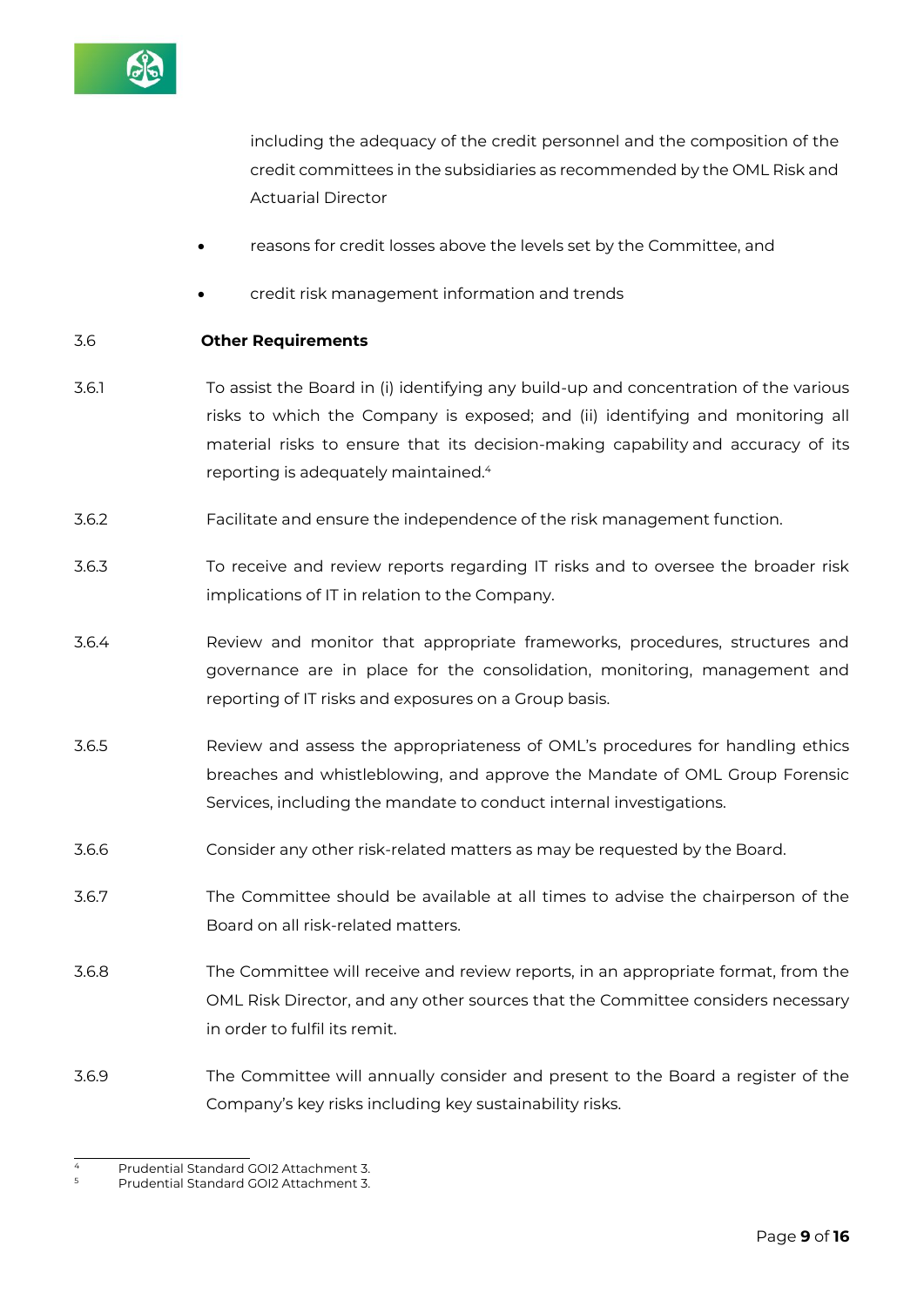including the adequacy of the credit personnel and the composition of the credit committees in the subsidiaries as recommended by the OML Risk and Actuarial Director

- reasons for credit losses above the levels set by the Committee, and
- credit risk management information and trends

3.6 **Other Requirements**

3.6.1 To assist the Board in (i) identifying any build-up and concentration of the various risks to which the Company is exposed; and (ii) identifying and monitoring all material risks to ensure that its decision-making capability and accuracy of its reporting is adequately maintained.[4]

3.6.2 Facilitate and ensure the independence of the risk management function.

3.6.3 To receive and review reports regarding IT risks and to oversee the broader risk implications of IT in relation to the Company.

3.6.4 Review and monitor that appropriate frameworks, procedures, structures and governance are in place for the consolidation, monitoring, management and reporting of IT risks and exposures on a Group basis.

3.6.5 Review and assess the appropriateness of OML's procedures for handling ethics breaches and whistleblowing, and approve the Mandate of OML Group Forensic Services, including the mandate to conduct internal investigations.

3.6.6 Consider any other risk-related matters as may be requested by the Board.

3.6.7 The Committee should be available at all times to advise the chairperson of the Board on all risk-related matters.

3.6.8 The Committee will receive and review reports, in an appropriate format, from the OML Risk Director, and any other sources that the Committee considers necessary in order to fulfil its remit.

3.6.9 The Committee will annually consider and present to the Board a register of the Company's key risks including key sustainability risks.

---

[4] Prudential Standard GOI2 Attachment 3.
[5] Prudential Standard GOI2 Attachment 3.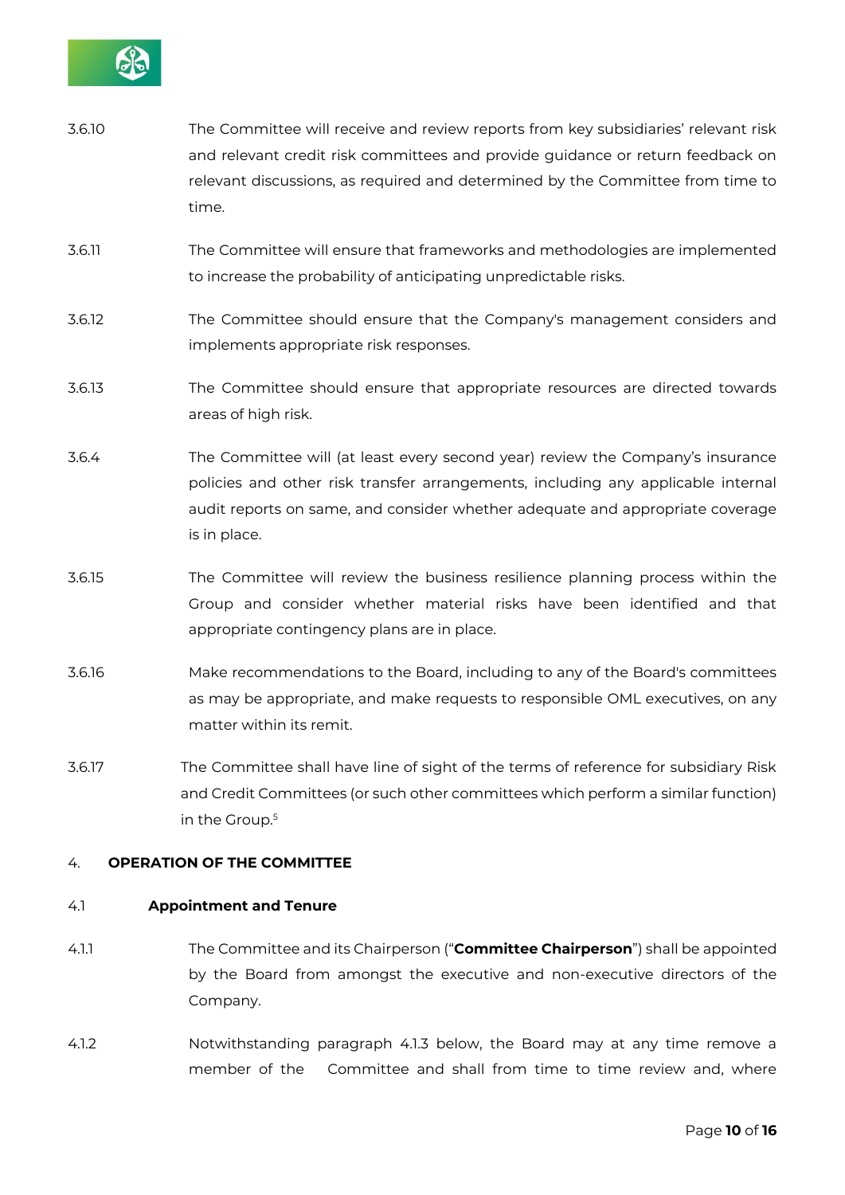3.6.10 The Committee will receive and review reports from key subsidiaries' relevant risk and relevant credit risk committees and provide guidance or return feedback on relevant discussions, as required and determined by the Committee from time to time.

3.6.11 The Committee will ensure that frameworks and methodologies are implemented to increase the probability of anticipating unpredictable risks.

3.6.12 The Committee should ensure that the Company's management considers and implements appropriate risk responses.

3.6.13 The Committee should ensure that appropriate resources are directed towards areas of high risk.

3.6.4 The Committee will (at least every second year) review the Company's insurance policies and other risk transfer arrangements, including any applicable internal audit reports on same, and consider whether adequate and appropriate coverage is in place.

3.6.15 The Committee will review the business resilience planning process within the Group and consider whether material risks have been identified and that appropriate contingency plans are in place.

3.6.16 Make recommendations to the Board, including to any of the Board's committees as may be appropriate, and make requests to responsible OML executives, on any matter within its remit.

3.6.17 The Committee shall have line of sight of the terms of reference for subsidiary Risk and Credit Committees (or such other committees which perform a similar function) in the Group.[5]

## 4. OPERATION OF THE COMMITTEE

### 4.1 Appointment and Tenure

4.1.1 The Committee and its Chairperson ("**Committee Chairperson**") shall be appointed by the Board from amongst the executive and non-executive directors of the Company.

4.1.2 Notwithstanding paragraph 4.1.3 below, the Board may at any time remove a member of the Committee and shall from time to time review and, where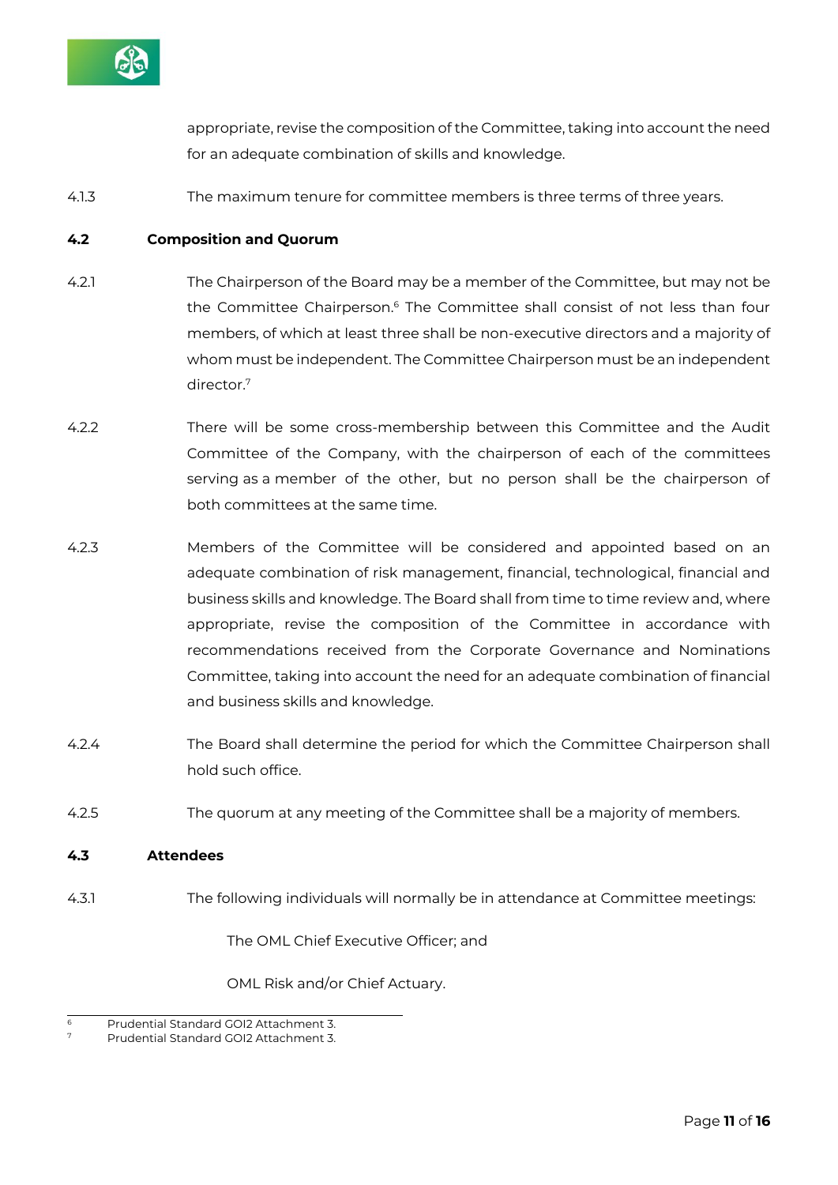appropriate, revise the composition of the Committee, taking into account the need for an adequate combination of skills and knowledge.

4.1.3 The maximum tenure for committee members is three terms of three years.

**4.2 Composition and Quorum**

4.2.1 The Chairperson of the Board may be a member of the Committee, but may not be the Committee Chairperson.[6] The Committee shall consist of not less than four members, of which at least three shall be non-executive directors and a majority of whom must be independent. The Committee Chairperson must be an independent director.[7]

4.2.2 There will be some cross-membership between this Committee and the Audit Committee of the Company, with the chairperson of each of the committees serving as a member of the other, but no person shall be the chairperson of both committees at the same time.

4.2.3 Members of the Committee will be considered and appointed based on an adequate combination of risk management, financial, technological, financial and business skills and knowledge. The Board shall from time to time review and, where appropriate, revise the composition of the Committee in accordance with recommendations received from the Corporate Governance and Nominations Committee, taking into account the need for an adequate combination of financial and business skills and knowledge.

4.2.4 The Board shall determine the period for which the Committee Chairperson shall hold such office.

4.2.5 The quorum at any meeting of the Committee shall be a majority of members.

**4.3 Attendees**

4.3.1 The following individuals will normally be in attendance at Committee meetings:

The OML Chief Executive Officer; and

OML Risk and/or Chief Actuary.

---

[6] Prudential Standard GOI2 Attachment 3.

[7] Prudential Standard GOI2 Attachment 3.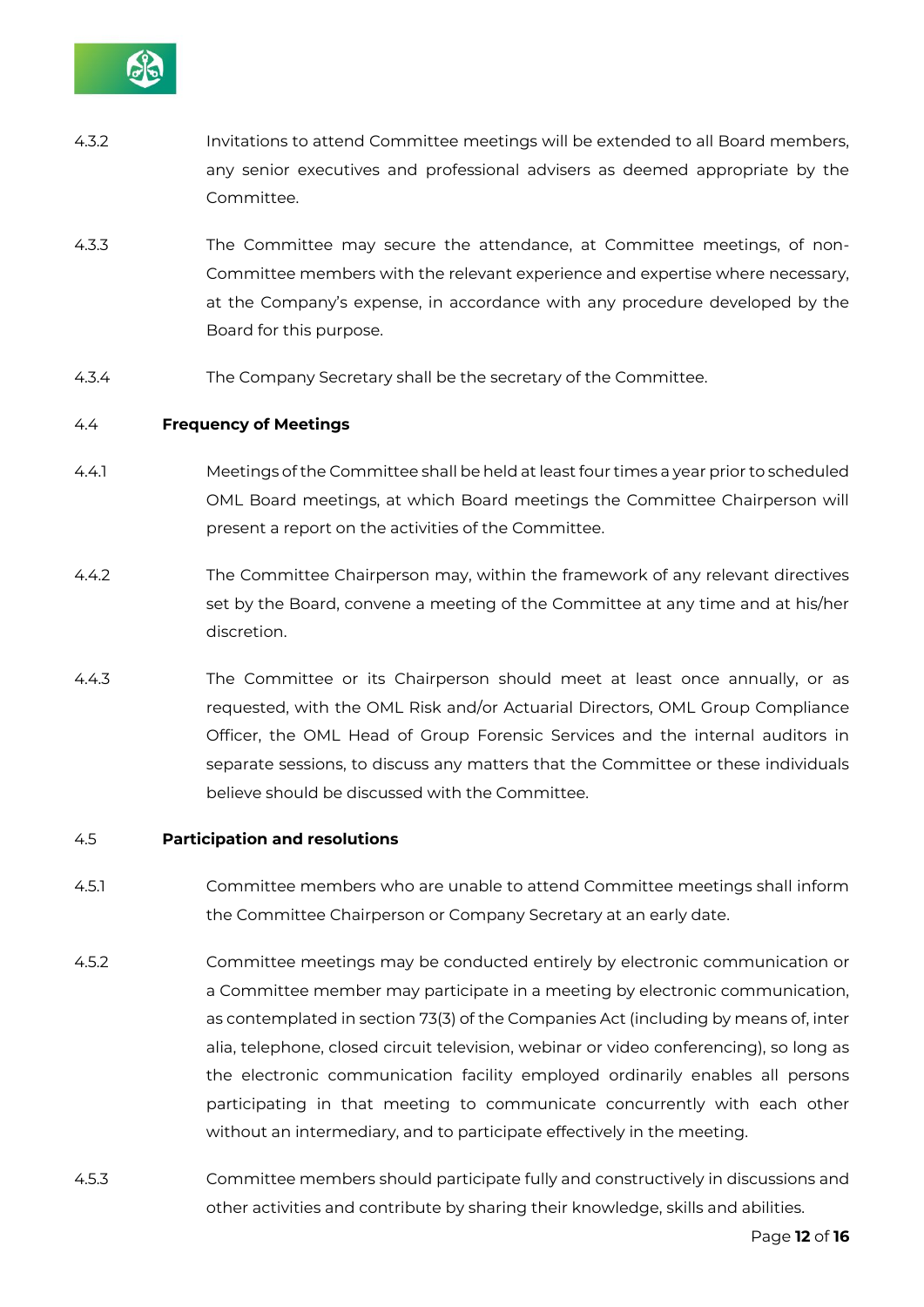4.3.2 Invitations to attend Committee meetings will be extended to all Board members, any senior executives and professional advisers as deemed appropriate by the Committee.

4.3.3 The Committee may secure the attendance, at Committee meetings, of non-Committee members with the relevant experience and expertise where necessary, at the Company's expense, in accordance with any procedure developed by the Board for this purpose.

4.3.4 The Company Secretary shall be the secretary of the Committee.

4.4 **Frequency of Meetings**

4.4.1 Meetings of the Committee shall be held at least four times a year prior to scheduled OML Board meetings, at which Board meetings the Committee Chairperson will present a report on the activities of the Committee.

4.4.2 The Committee Chairperson may, within the framework of any relevant directives set by the Board, convene a meeting of the Committee at any time and at his/her discretion.

4.4.3 The Committee or its Chairperson should meet at least once annually, or as requested, with the OML Risk and/or Actuarial Directors, OML Group Compliance Officer, the OML Head of Group Forensic Services and the internal auditors in separate sessions, to discuss any matters that the Committee or these individuals believe should be discussed with the Committee.

4.5 **Participation and resolutions**

4.5.1 Committee members who are unable to attend Committee meetings shall inform the Committee Chairperson or Company Secretary at an early date.

4.5.2 Committee meetings may be conducted entirely by electronic communication or a Committee member may participate in a meeting by electronic communication, as contemplated in section 73(3) of the Companies Act (including by means of, inter alia, telephone, closed circuit television, webinar or video conferencing), so long as the electronic communication facility employed ordinarily enables all persons participating in that meeting to communicate concurrently with each other without an intermediary, and to participate effectively in the meeting.

4.5.3 Committee members should participate fully and constructively in discussions and other activities and contribute by sharing their knowledge, skills and abilities.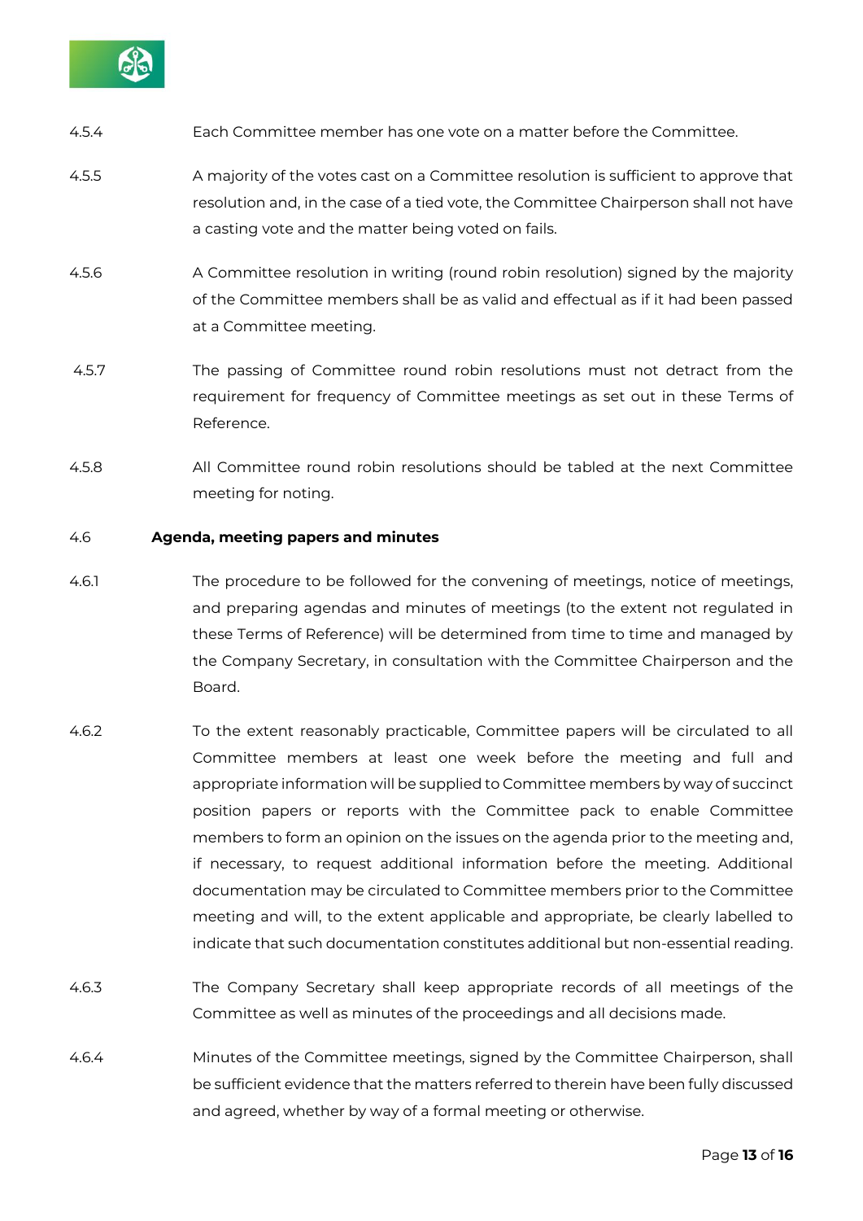4.5.4 Each Committee member has one vote on a matter before the Committee.

4.5.5 A majority of the votes cast on a Committee resolution is sufficient to approve that resolution and, in the case of a tied vote, the Committee Chairperson shall not have a casting vote and the matter being voted on fails.

4.5.6 A Committee resolution in writing (round robin resolution) signed by the majority of the Committee members shall be as valid and effectual as if it had been passed at a Committee meeting.

4.5.7 The passing of Committee round robin resolutions must not detract from the requirement for frequency of Committee meetings as set out in these Terms of Reference.

4.5.8 All Committee round robin resolutions should be tabled at the next Committee meeting for noting.

### 4.6 Agenda, meeting papers and minutes

4.6.1 The procedure to be followed for the convening of meetings, notice of meetings, and preparing agendas and minutes of meetings (to the extent not regulated in these Terms of Reference) will be determined from time to time and managed by the Company Secretary, in consultation with the Committee Chairperson and the Board.

4.6.2 To the extent reasonably practicable, Committee papers will be circulated to all Committee members at least one week before the meeting and full and appropriate information will be supplied to Committee members by way of succinct position papers or reports with the Committee pack to enable Committee members to form an opinion on the issues on the agenda prior to the meeting and, if necessary, to request additional information before the meeting. Additional documentation may be circulated to Committee members prior to the Committee meeting and will, to the extent applicable and appropriate, be clearly labelled to indicate that such documentation constitutes additional but non-essential reading.

4.6.3 The Company Secretary shall keep appropriate records of all meetings of the Committee as well as minutes of the proceedings and all decisions made.

4.6.4 Minutes of the Committee meetings, signed by the Committee Chairperson, shall be sufficient evidence that the matters referred to therein have been fully discussed and agreed, whether by way of a formal meeting or otherwise.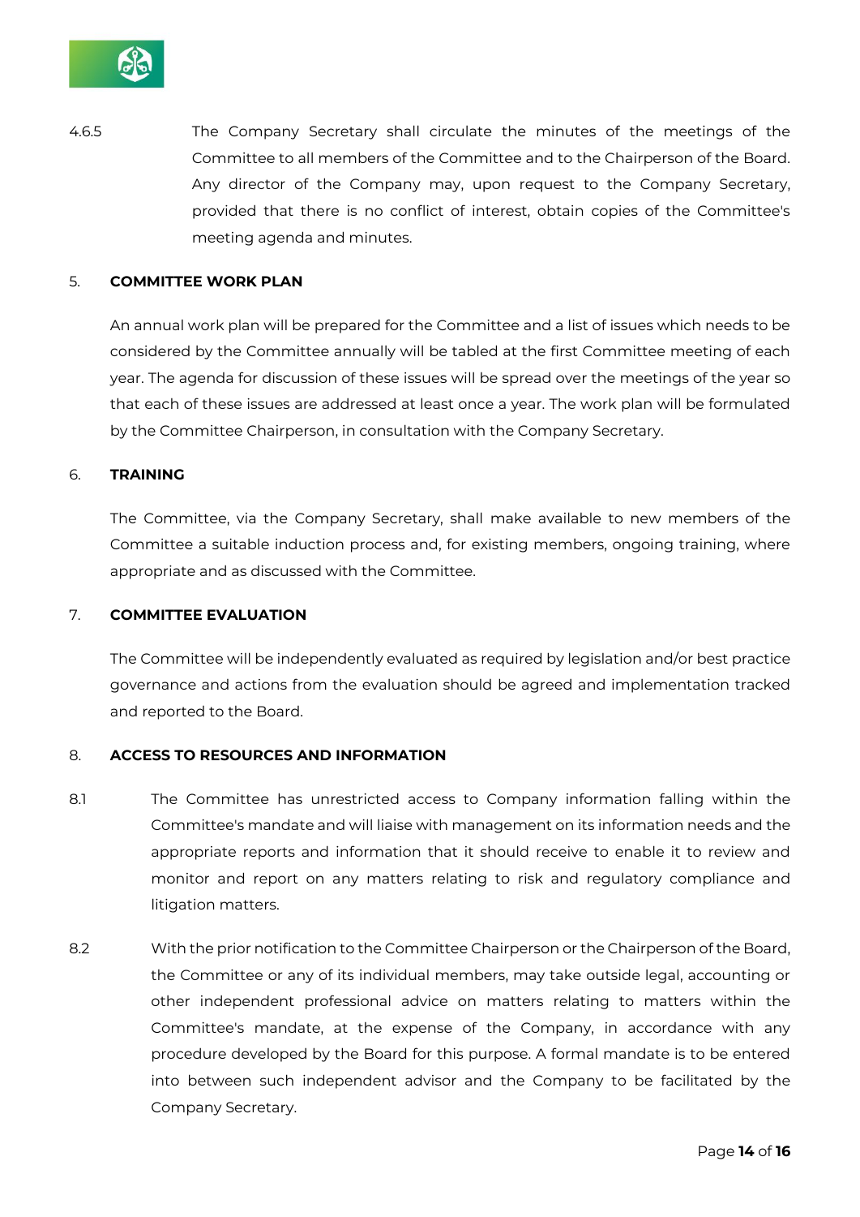4.6.5 The Company Secretary shall circulate the minutes of the meetings of the Committee to all members of the Committee and to the Chairperson of the Board. Any director of the Company may, upon request to the Company Secretary, provided that there is no conflict of interest, obtain copies of the Committee's meeting agenda and minutes.

## 5. COMMITTEE WORK PLAN

An annual work plan will be prepared for the Committee and a list of issues which needs to be considered by the Committee annually will be tabled at the first Committee meeting of each year. The agenda for discussion of these issues will be spread over the meetings of the year so that each of these issues are addressed at least once a year. The work plan will be formulated by the Committee Chairperson, in consultation with the Company Secretary.

## 6. TRAINING

The Committee, via the Company Secretary, shall make available to new members of the Committee a suitable induction process and, for existing members, ongoing training, where appropriate and as discussed with the Committee.

## 7. COMMITTEE EVALUATION

The Committee will be independently evaluated as required by legislation and/or best practice governance and actions from the evaluation should be agreed and implementation tracked and reported to the Board.

## 8. ACCESS TO RESOURCES AND INFORMATION

8.1 The Committee has unrestricted access to Company information falling within the Committee's mandate and will liaise with management on its information needs and the appropriate reports and information that it should receive to enable it to review and monitor and report on any matters relating to risk and regulatory compliance and litigation matters.

8.2 With the prior notification to the Committee Chairperson or the Chairperson of the Board, the Committee or any of its individual members, may take outside legal, accounting or other independent professional advice on matters relating to matters within the Committee's mandate, at the expense of the Company, in accordance with any procedure developed by the Board for this purpose. A formal mandate is to be entered into between such independent advisor and the Company to be facilitated by the Company Secretary.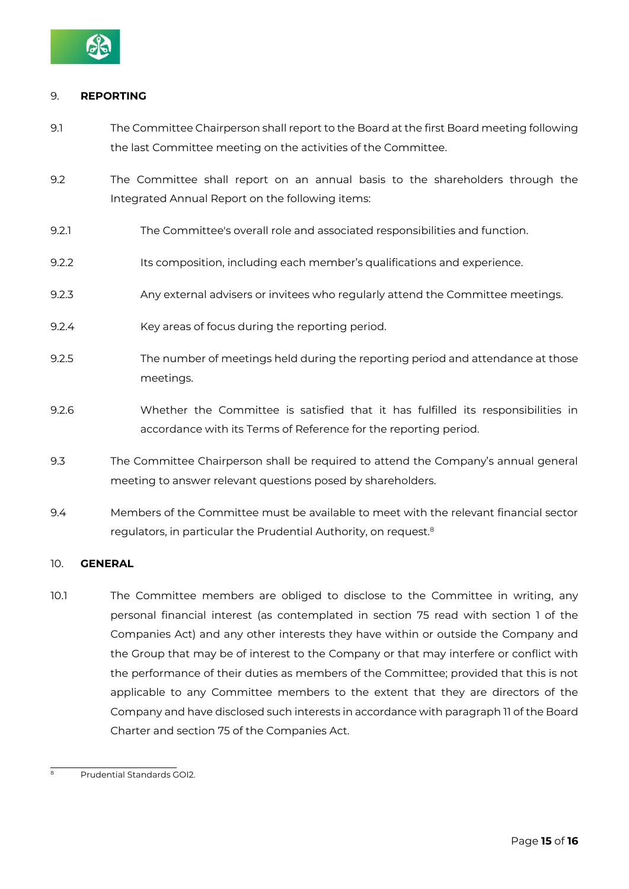## 9. REPORTING

9.1 The Committee Chairperson shall report to the Board at the first Board meeting following the last Committee meeting on the activities of the Committee.

9.2 The Committee shall report on an annual basis to the shareholders through the Integrated Annual Report on the following items:

9.2.1 The Committee's overall role and associated responsibilities and function.

9.2.2 Its composition, including each member's qualifications and experience.

9.2.3 Any external advisers or invitees who regularly attend the Committee meetings.

9.2.4 Key areas of focus during the reporting period.

9.2.5 The number of meetings held during the reporting period and attendance at those meetings.

9.2.6 Whether the Committee is satisfied that it has fulfilled its responsibilities in accordance with its Terms of Reference for the reporting period.

9.3 The Committee Chairperson shall be required to attend the Company's annual general meeting to answer relevant questions posed by shareholders.

9.4 Members of the Committee must be available to meet with the relevant financial sector regulators, in particular the Prudential Authority, on request.[8]

## 10. GENERAL

10.1 The Committee members are obliged to disclose to the Committee in writing, any personal financial interest (as contemplated in section 75 read with section 1 of the Companies Act) and any other interests they have within or outside the Company and the Group that may be of interest to the Company or that may interfere or conflict with the performance of their duties as members of the Committee; provided that this is not applicable to any Committee members to the extent that they are directors of the Company and have disclosed such interests in accordance with paragraph 11 of the Board Charter and section 75 of the Companies Act.

---

[8] Prudential Standards GOI2.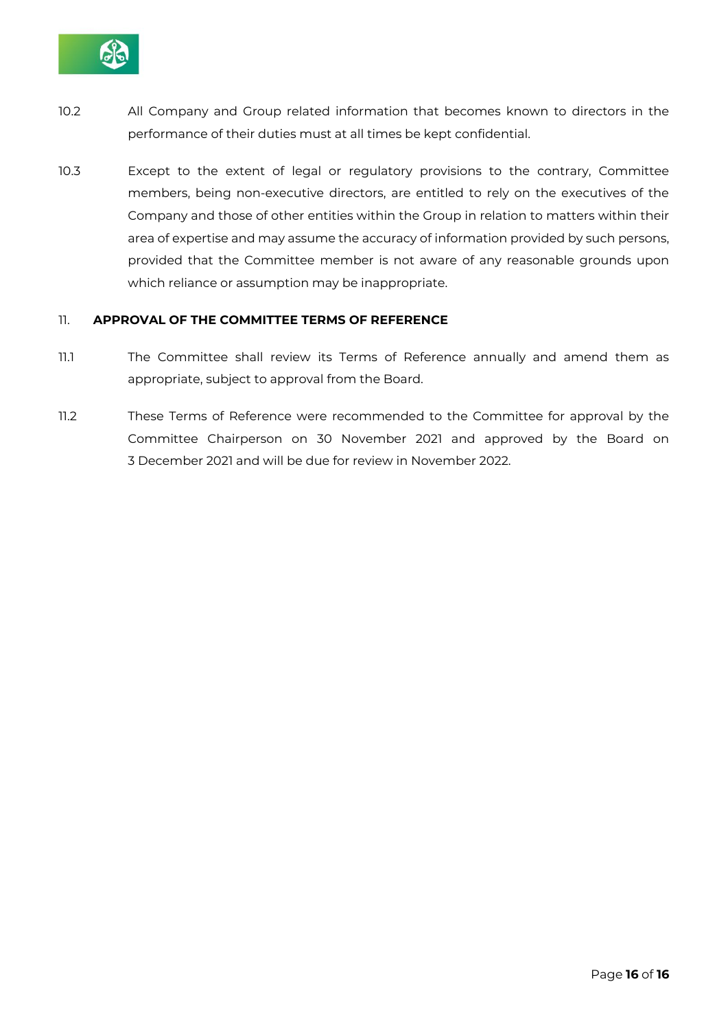10.2 All Company and Group related information that becomes known to directors in the performance of their duties must at all times be kept confidential.

10.3 Except to the extent of legal or regulatory provisions to the contrary, Committee members, being non-executive directors, are entitled to rely on the executives of the Company and those of other entities within the Group in relation to matters within their area of expertise and may assume the accuracy of information provided by such persons, provided that the Committee member is not aware of any reasonable grounds upon which reliance or assumption may be inappropriate.

## 11. APPROVAL OF THE COMMITTEE TERMS OF REFERENCE

11.1 The Committee shall review its Terms of Reference annually and amend them as appropriate, subject to approval from the Board.

11.2 These Terms of Reference were recommended to the Committee for approval by the Committee Chairperson on 30 November 2021 and approved by the Board on 3 December 2021 and will be due for review in November 2022.